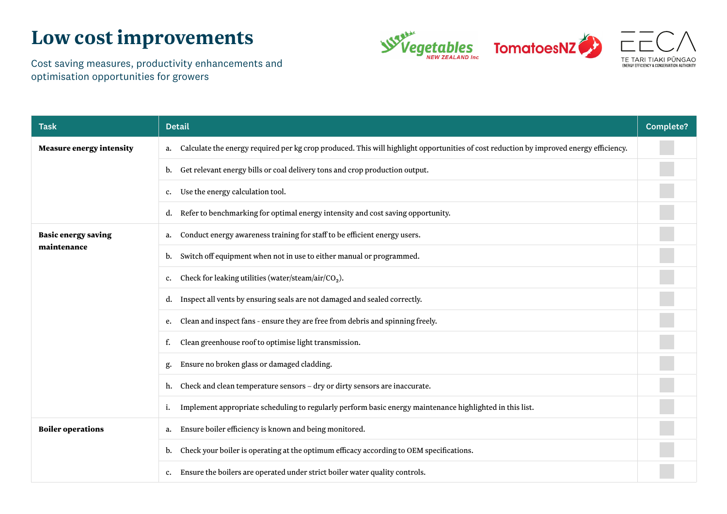# Low cost improvements

Cost saving measures, productivity enhancements and optimisation opportunities for growers

| Task | Detail | Complete? |
|---|---|---|
| **Measure energy intensity** | a. Calculate the energy required per kg crop produced. This will highlight opportunities of cost reduction by improved energy efficiency. | |
| | b. Get relevant energy bills or coal delivery tons and crop production output. | |
| | c. Use the energy calculation tool. | |
| | d. Refer to benchmarking for optimal energy intensity and cost saving opportunity. | |
| **Basic energy saving maintenance** | a. Conduct energy awareness training for staff to be efficient energy users. | |
| | b. Switch off equipment when not in use to either manual or programmed. | |
| | c. Check for leaking utilities (water/steam/air/$CO_2$). | |
| | d. Inspect all vents by ensuring seals are not damaged and sealed correctly. | |
| | e. Clean and inspect fans - ensure they are free from debris and spinning freely. | |
| | f. Clean greenhouse roof to optimise light transmission. | |
| | g. Ensure no broken glass or damaged cladding. | |
| | h. Check and clean temperature sensors – dry or dirty sensors are inaccurate. | |
| | i. Implement appropriate scheduling to regularly perform basic energy maintenance highlighted in this list. | |
| **Boiler operations** | a. Ensure boiler efficiency is known and being monitored. | |
| | b. Check your boiler is operating at the optimum efficacy according to OEM specifications. | |
| | c. Ensure the boilers are operated under strict boiler water quality controls. | |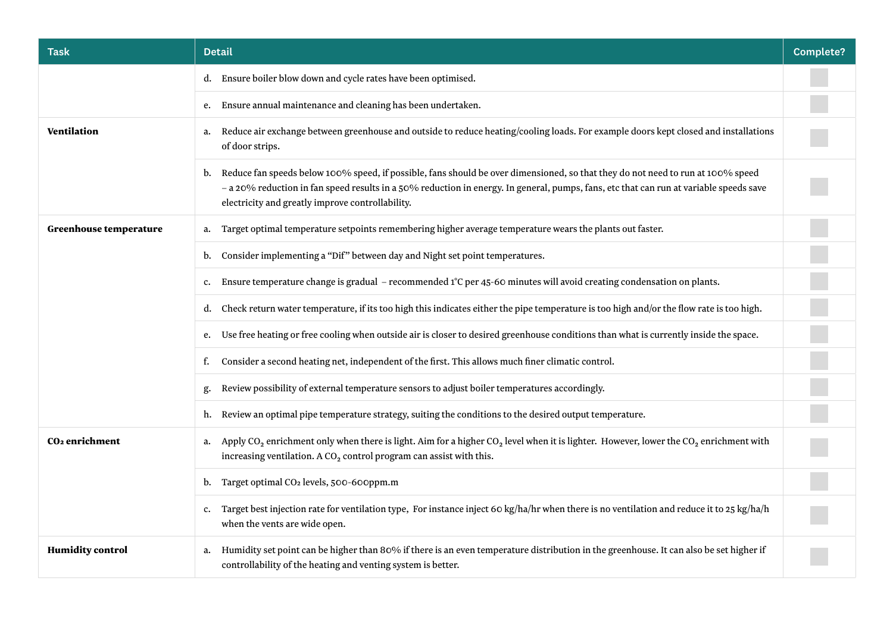| Task | Detail | Complete? |
|---|---|---|
| | d. Ensure boiler blow down and cycle rates have been optimised. | |
| | e. Ensure annual maintenance and cleaning has been undertaken. | |
| **Ventilation** | a. Reduce air exchange between greenhouse and outside to reduce heating/cooling loads. For example doors kept closed and installations of door strips. | |
| | b. Reduce fan speeds below 100% speed, if possible, fans should be over dimensioned, so that they do not need to run at 100% speed – a 20% reduction in fan speed results in a 50% reduction in energy. In general, pumps, fans, etc that can run at variable speeds save electricity and greatly improve controllability. | |
| **Greenhouse temperature** | a. Target optimal temperature setpoints remembering higher average temperature wears the plants out faster. | |
| | b. Consider implementing a "Dif" between day and Night set point temperatures. | |
| | c. Ensure temperature change is gradual – recommended 1°C per 45-60 minutes will avoid creating condensation on plants. | |
| | d. Check return water temperature, if its too high this indicates either the pipe temperature is too high and/or the flow rate is too high. | |
| | e. Use free heating or free cooling when outside air is closer to desired greenhouse conditions than what is currently inside the space. | |
| | f. Consider a second heating net, independent of the first. This allows much finer climatic control. | |
| | g. Review possibility of external temperature sensors to adjust boiler temperatures accordingly. | |
| | h. Review an optimal pipe temperature strategy, suiting the conditions to the desired output temperature. | |
| **$CO_2$ enrichment** | a. Apply $CO_2$ enrichment only when there is light. Aim for a higher $CO_2$ level when it is lighter. However, lower the $CO_2$ enrichment with increasing ventilation. A $CO_2$ control program can assist with this. | |
| | b. Target optimal $CO_2$ levels, 500-600ppm.m | |
| | c. Target best injection rate for ventilation type, For instance inject 60 kg/ha/hr when there is no ventilation and reduce it to 25 kg/ha/h when the vents are wide open. | |
| **Humidity control** | a. Humidity set point can be higher than 80% if there is an even temperature distribution in the greenhouse. It can also be set higher if controllability of the heating and venting system is better. | |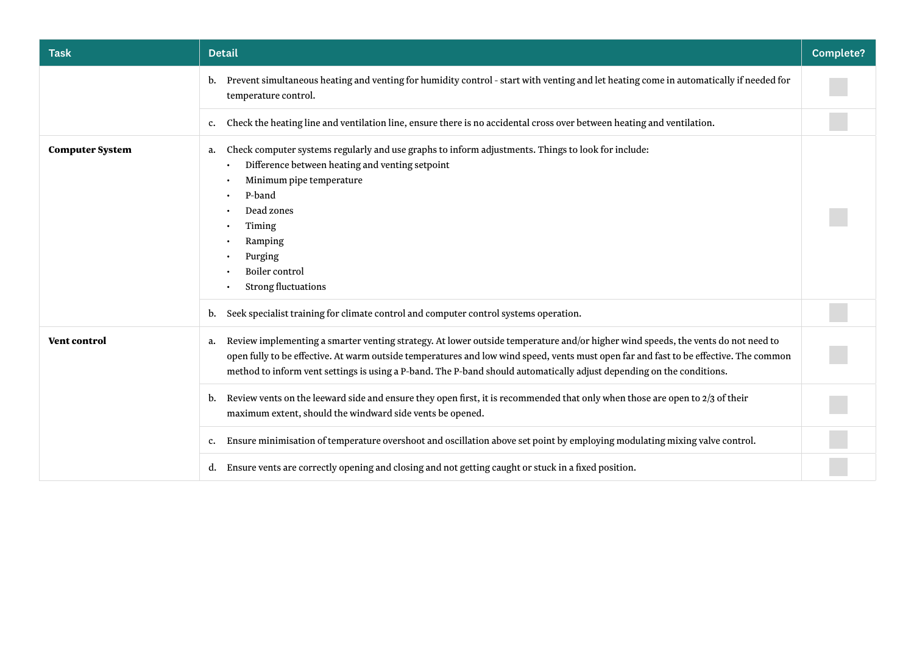| Task | Detail | Complete? |
|---|---|---|
| | b. Prevent simultaneous heating and venting for humidity control - start with venting and let heating come in automatically if needed for temperature control. | |
| | c. Check the heating line and ventilation line, ensure there is no accidental cross over between heating and ventilation. | |
| **Computer System** | a. Check computer systems regularly and use graphs to inform adjustments. Things to look for include:<br>• Difference between heating and venting setpoint<br>• Minimum pipe temperature<br>• P-band<br>• Dead zones<br>• Timing<br>• Ramping<br>• Purging<br>• Boiler control<br>• Strong fluctuations | |
| | b. Seek specialist training for climate control and computer control systems operation. | |
| **Vent control** | a. Review implementing a smarter venting strategy. At lower outside temperature and/or higher wind speeds, the vents do not need to open fully to be effective. At warm outside temperatures and low wind speed, vents must open far and fast to be effective. The common method to inform vent settings is using a P-band. The P-band should automatically adjust depending on the conditions. | |
| | b. Review vents on the leeward side and ensure they open first, it is recommended that only when those are open to 2/3 of their maximum extent, should the windward side vents be opened. | |
| | c. Ensure minimisation of temperature overshoot and oscillation above set point by employing modulating mixing valve control. | |
| | d. Ensure vents are correctly opening and closing and not getting caught or stuck in a fixed position. | |